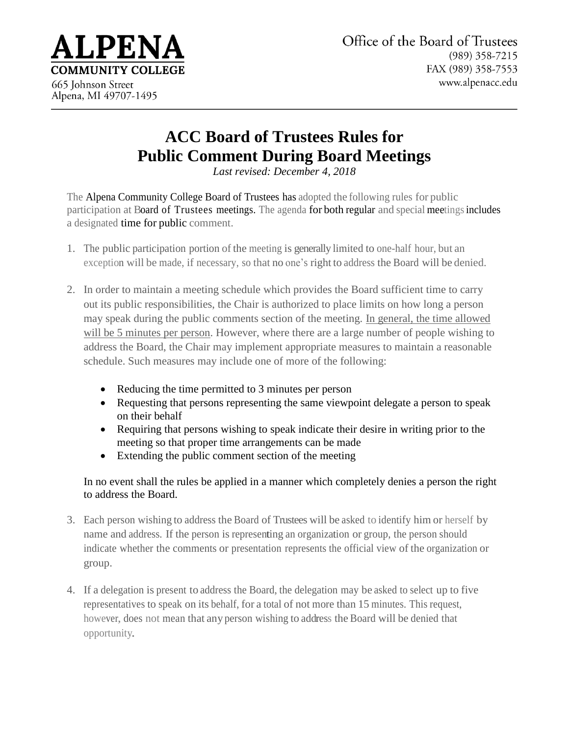**ALPENA**
**COMMUNITY COLLEGE**
665 Johnson Street
Alpena, MI 49707-1495

Office of the Board of Trustees
(989) 358-7215
FAX (989) 358-7553
www.alpenacc.edu

# ACC Board of Trustees Rules for Public Comment During Board Meetings

*Last revised: December 4, 2018*

The Alpena Community College Board of Trustees has adopted the following rules for public participation at Board of Trustees meetings. The agenda for both regular and special meetings includes a designated time for public comment.

1. The public participation portion of the meeting is generally limited to one-half hour, but an exception will be made, if necessary, so that no one's right to address the Board will be denied.

2. In order to maintain a meeting schedule which provides the Board sufficient time to carry out its public responsibilities, the Chair is authorized to place limits on how long a person may speak during the public comments section of the meeting. <u>In general, the time allowed will be 5 minutes per person</u>. However, where there are a large number of people wishing to address the Board, the Chair may implement appropriate measures to maintain a reasonable schedule. Such measures may include one of more of the following:

   - Reducing the time permitted to 3 minutes per person
   - Requesting that persons representing the same viewpoint delegate a person to speak on their behalf
   - Requiring that persons wishing to speak indicate their desire in writing prior to the meeting so that proper time arrangements can be made
   - Extending the public comment section of the meeting

   In no event shall the rules be applied in a manner which completely denies a person the right to address the Board.

3. Each person wishing to address the Board of Trustees will be asked to identify him or herself by name and address. If the person is representing an organization or group, the person should indicate whether the comments or presentation represents the official view of the organization or group.

4. If a delegation is present to address the Board, the delegation may be asked to select up to five representatives to speak on its behalf, for a total of not more than 15 minutes. This request, however, does not mean that any person wishing to address the Board will be denied that opportunity.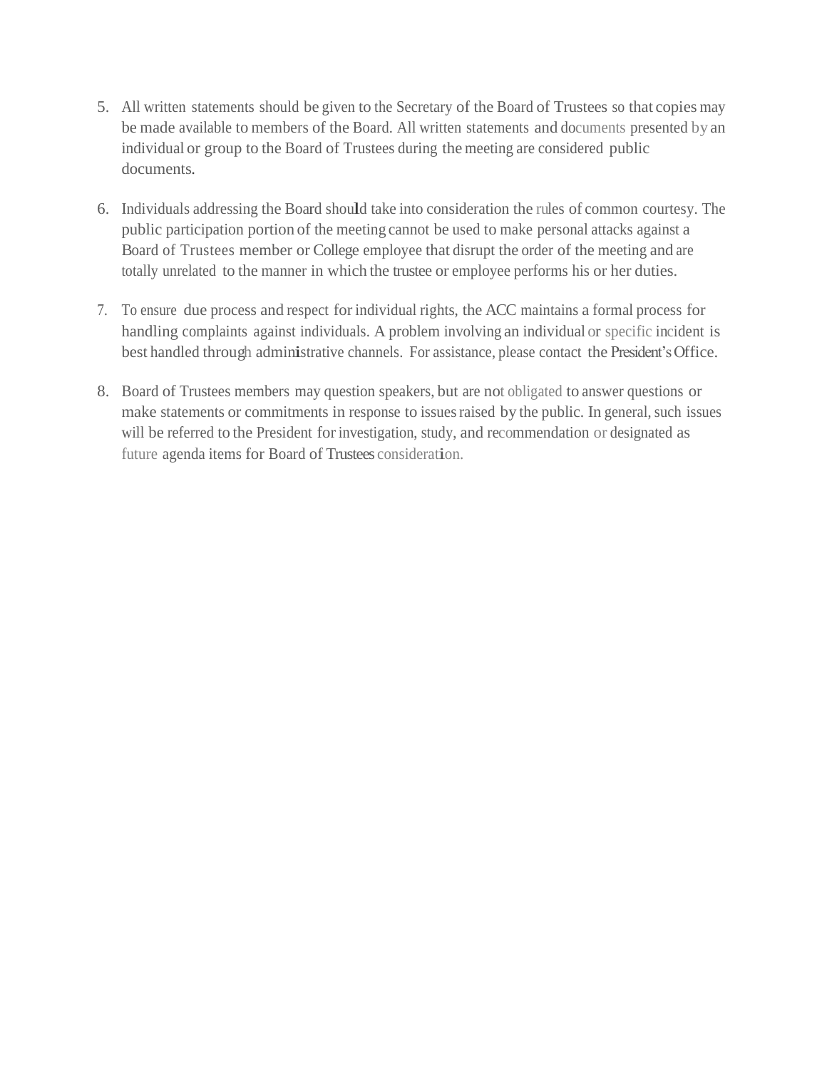5. All written statements should be given to the Secretary of the Board of Trustees so that copies may be made available to members of the Board. All written statements and documents presented by an individual or group to the Board of Trustees during the meeting are considered public documents.

6. Individuals addressing the Board should take into consideration the rules of common courtesy. The public participation portion of the meeting cannot be used to make personal attacks against a Board of Trustees member or College employee that disrupt the order of the meeting and are totally unrelated to the manner in which the trustee or employee performs his or her duties.

7. To ensure due process and respect for individual rights, the ACC maintains a formal process for handling complaints against individuals. A problem involving an individual or specific incident is best handled through administrative channels. For assistance, please contact the President's Office.

8. Board of Trustees members may question speakers, but are not obligated to answer questions or make statements or commitments in response to issues raised by the public. In general, such issues will be referred to the President for investigation, study, and recommendation or designated as future agenda items for Board of Trustees consideration.